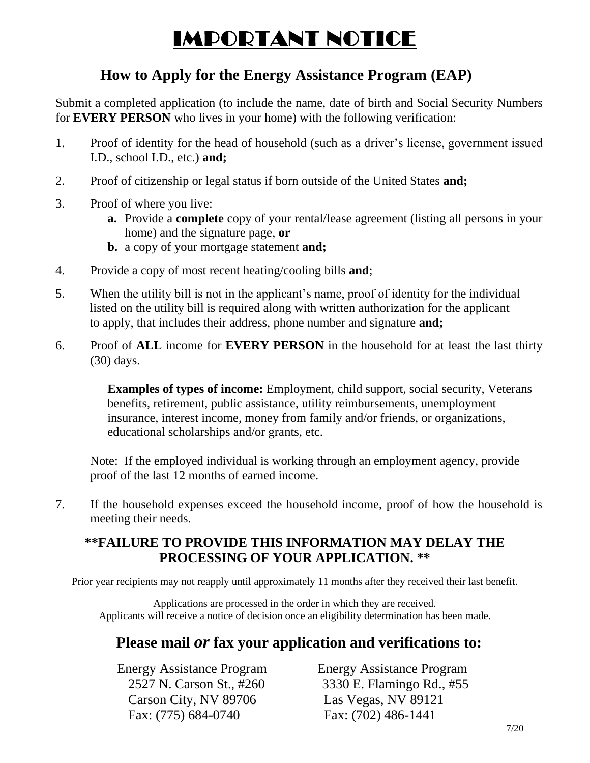# IMPORTANT NOTICE

## How to Apply for the Energy Assistance Program (EAP)

Submit a completed application (to include the name, date of birth and Social Security Numbers for **EVERY PERSON** who lives in your home) with the following verification:

1. Proof of identity for the head of household (such as a driver's license, government issued I.D., school I.D., etc.) **and;**
2. Proof of citizenship or legal status if born outside of the United States **and;**
3. Proof of where you live:
   - **a.** Provide a **complete** copy of your rental/lease agreement (listing all persons in your home) and the signature page, **or**
   - **b.** a copy of your mortgage statement **and;**
4. Provide a copy of most recent heating/cooling bills **and**;
5. When the utility bill is not in the applicant's name, proof of identity for the individual listed on the utility bill is required along with written authorization for the applicant to apply, that includes their address, phone number and signature **and;**
6. Proof of **ALL** income for **EVERY PERSON** in the household for at least the last thirty (30) days.

   **Examples of types of income:** Employment, child support, social security, Veterans benefits, retirement, public assistance, utility reimbursements, unemployment insurance, interest income, money from family and/or friends, or organizations, educational scholarships and/or grants, etc.

   Note: If the employed individual is working through an employment agency, provide proof of the last 12 months of earned income.

7. If the household expenses exceed the household income, proof of how the household is meeting their needs.

**\*\*FAILURE TO PROVIDE THIS INFORMATION MAY DELAY THE PROCESSING OF YOUR APPLICATION. \*\***

Prior year recipients may not reapply until approximately 11 months after they received their last benefit.

Applications are processed in the order in which they are received.
Applicants will receive a notice of decision once an eligibility determination has been made.

## Please mail *or* fax your application and verifications to:

Energy Assistance Program
2527 N. Carson St., #260
Carson City, NV 89706
Fax: (775) 684-0740

Energy Assistance Program
3330 E. Flamingo Rd., #55
Las Vegas, NV 89121
Fax: (702) 486-1441

7/20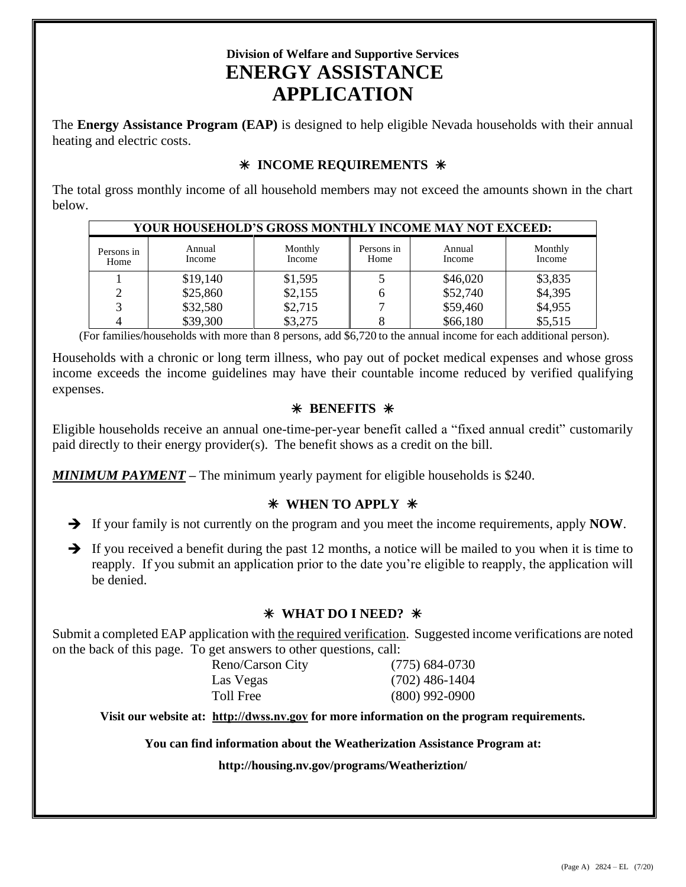**Division of Welfare and Supportive Services**

# ENERGY ASSISTANCE APPLICATION

The **Energy Assistance Program (EAP)** is designed to help eligible Nevada households with their annual heating and electric costs.

## ✳ INCOME REQUIREMENTS ✳

The total gross monthly income of all household members may not exceed the amounts shown in the chart below.

| YOUR HOUSEHOLD'S GROSS MONTHLY INCOME MAY NOT EXCEED: | | | | | |
|---|---|---|---|---|---|
| Persons in Home | Annual Income | Monthly Income | Persons in Home | Annual Income | Monthly Income |
| 1 | $19,140 | $1,595 | 5 | $46,020 | $3,835 |
| 2 | $25,860 | $2,155 | 6 | $52,740 | $4,395 |
| 3 | $32,580 | $2,715 | 7 | $59,460 | $4,955 |
| 4 | $39,300 | $3,275 | 8 | $66,180 | $5,515 |

(For families/households with more than 8 persons, add $6,720 to the annual income for each additional person).

Households with a chronic or long term illness, who pay out of pocket medical expenses and whose gross income exceeds the income guidelines may have their countable income reduced by verified qualifying expenses.

## ✳ BENEFITS ✳

Eligible households receive an annual one-time-per-year benefit called a "fixed annual credit" customarily paid directly to their energy provider(s). The benefit shows as a credit on the bill.

***MINIMUM PAYMENT*** – The minimum yearly payment for eligible households is $240.

## ✳ WHEN TO APPLY ✳

- ➔ If your family is not currently on the program and you meet the income requirements, apply **NOW**.
- ➔ If you received a benefit during the past 12 months, a notice will be mailed to you when it is time to reapply. If you submit an application prior to the date you're eligible to reapply, the application will be denied.

## ✳ WHAT DO I NEED? ✳

Submit a completed EAP application with the required verification. Suggested income verifications are noted on the back of this page. To get answers to other questions, call:

| | |
|---|---|
| Reno/Carson City | (775) 684-0730 |
| Las Vegas | (702) 486-1404 |
| Toll Free | (800) 992-0900 |

**Visit our website at: http://dwss.nv.gov for more information on the program requirements.**

**You can find information about the Weatherization Assistance Program at:**

**http://housing.nv.gov/programs/Weatheriztion/**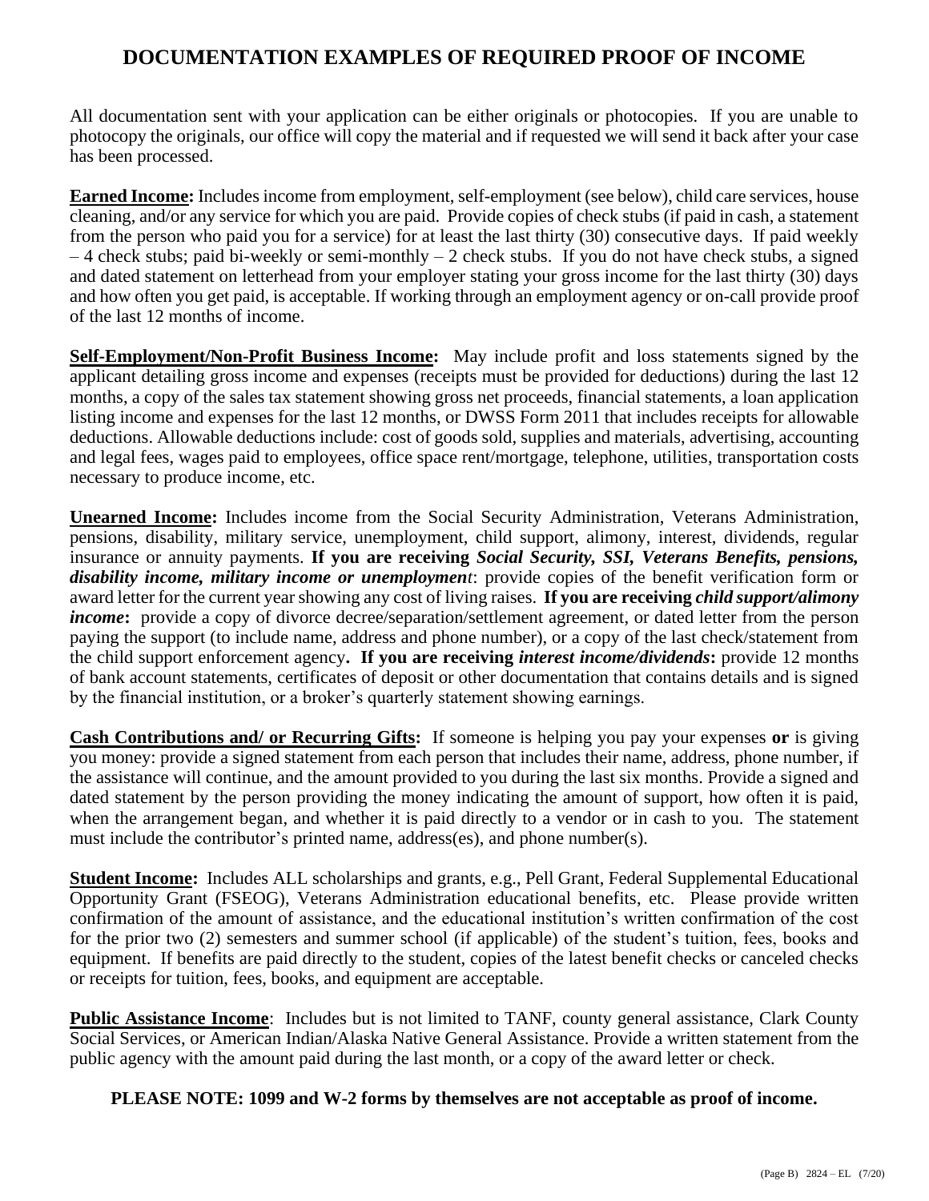# DOCUMENTATION EXAMPLES OF REQUIRED PROOF OF INCOME

All documentation sent with your application can be either originals or photocopies. If you are unable to photocopy the originals, our office will copy the material and if requested we will send it back after your case has been processed.

**Earned Income:** Includes income from employment, self-employment (see below), child care services, house cleaning, and/or any service for which you are paid. Provide copies of check stubs (if paid in cash, a statement from the person who paid you for a service) for at least the last thirty (30) consecutive days. If paid weekly – 4 check stubs; paid bi-weekly or semi-monthly – 2 check stubs. If you do not have check stubs, a signed and dated statement on letterhead from your employer stating your gross income for the last thirty (30) days and how often you get paid, is acceptable. If working through an employment agency or on-call provide proof of the last 12 months of income.

**Self-Employment/Non-Profit Business Income:** May include profit and loss statements signed by the applicant detailing gross income and expenses (receipts must be provided for deductions) during the last 12 months, a copy of the sales tax statement showing gross net proceeds, financial statements, a loan application listing income and expenses for the last 12 months, or DWSS Form 2011 that includes receipts for allowable deductions. Allowable deductions include: cost of goods sold, supplies and materials, advertising, accounting and legal fees, wages paid to employees, office space rent/mortgage, telephone, utilities, transportation costs necessary to produce income, etc.

**Unearned Income:** Includes income from the Social Security Administration, Veterans Administration, pensions, disability, military service, unemployment, child support, alimony, interest, dividends, regular insurance or annuity payments. **If you are receiving *Social Security, SSI, Veterans Benefits, pensions, disability income, military income or unemployment*:** provide copies of the benefit verification form or award letter for the current year showing any cost of living raises. **If you are receiving *child support/alimony income*:** provide a copy of divorce decree/separation/settlement agreement, or dated letter from the person paying the support (to include name, address and phone number), or a copy of the last check/statement from the child support enforcement agency**.** **If you are receiving *interest income/dividends*:** provide 12 months of bank account statements, certificates of deposit or other documentation that contains details and is signed by the financial institution, or a broker's quarterly statement showing earnings.

**Cash Contributions and/ or Recurring Gifts:** If someone is helping you pay your expenses **or** is giving you money: provide a signed statement from each person that includes their name, address, phone number, if the assistance will continue, and the amount provided to you during the last six months. Provide a signed and dated statement by the person providing the money indicating the amount of support, how often it is paid, when the arrangement began, and whether it is paid directly to a vendor or in cash to you. The statement must include the contributor's printed name, address(es), and phone number(s).

**Student Income:** Includes ALL scholarships and grants, e.g., Pell Grant, Federal Supplemental Educational Opportunity Grant (FSEOG), Veterans Administration educational benefits, etc. Please provide written confirmation of the amount of assistance, and the educational institution's written confirmation of the cost for the prior two (2) semesters and summer school (if applicable) of the student's tuition, fees, books and equipment. If benefits are paid directly to the student, copies of the latest benefit checks or canceled checks or receipts for tuition, fees, books, and equipment are acceptable.

**Public Assistance Income**: Includes but is not limited to TANF, county general assistance, Clark County Social Services, or American Indian/Alaska Native General Assistance. Provide a written statement from the public agency with the amount paid during the last month, or a copy of the award letter or check.

**PLEASE NOTE: 1099 and W-2 forms by themselves are not acceptable as proof of income.**

(Page B) 2824 – EL (7/20)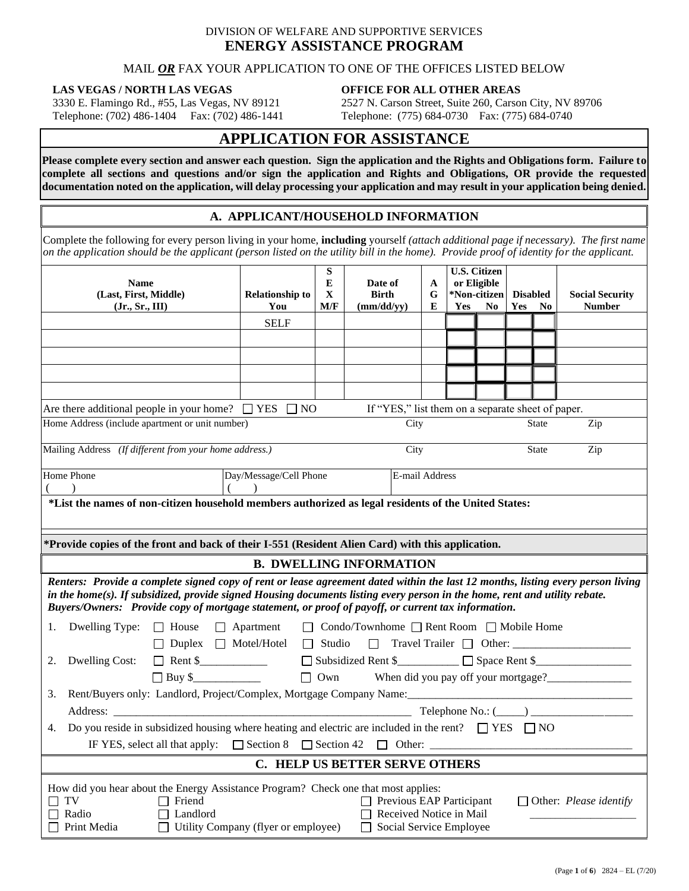DIVISION OF WELFARE AND SUPPORTIVE SERVICES

# ENERGY ASSISTANCE PROGRAM

MAIL ***OR*** FAX YOUR APPLICATION TO ONE OF THE OFFICES LISTED BELOW

**LAS VEGAS / NORTH LAS VEGAS**
3330 E. Flamingo Rd., #55, Las Vegas, NV 89121
Telephone: (702) 486-1404 Fax: (702) 486-1441

**OFFICE FOR ALL OTHER AREAS**
2527 N. Carson Street, Suite 260, Carson City, NV 89706
Telephone: (775) 684-0730 Fax: (775) 684-0740

## APPLICATION FOR ASSISTANCE

**Please complete every section and answer each question. Sign the application and the Rights and Obligations form. Failure to complete all sections and questions and/or sign the application and Rights and Obligations, OR provide the requested documentation noted on the application, will delay processing your application and may result in your application being denied.**

### A. APPLICANT/HOUSEHOLD INFORMATION

Complete the following for every person living in your home, **including** yourself *(attach additional page if necessary). The first name on the application should be the applicant (person listed on the utility bill in the home). Provide proof of identity for the applicant.*

| Name (Last, First, Middle) (Jr., Sr., III) | Relationship to You | SEX M/F | Date of Birth (mm/dd/yy) | AGE | U.S. Citizen or Eligible *Non-citizen Yes | No | Disabled Yes | No | Social Security Number |
|---|---|---|---|---|---|---|---|---|---|
| | SELF | | | | | | | | |
| | | | | | | | | | |
| | | | | | | | | | |
| | | | | | | | | | |
| | | | | | | | | | |

Are there additional people in your home? ☐ YES ☐ NO If "YES," list them on a separate sheet of paper.

| Home Address (include apartment or unit number) | City | State | Zip |
|---|---|---|---|
| | | | |

| Mailing Address *(If different from your home address.)* | City | State | Zip |
|---|---|---|---|
| | | | |

| Home Phone | Day/Message/Cell Phone | E-mail Address |
|---|---|---|
| ( ) | ( ) | |

**\*List the names of non-citizen household members authorized as legal residents of the United States:**

**\*Provide copies of the front and back of their I-551 (Resident Alien Card) with this application.**

### B. DWELLING INFORMATION

***Renters: Provide a complete signed copy of rent or lease agreement dated within the last 12 months, listing every person living in the home(s). If subsidized, provide signed Housing documents listing every person in the home, rent and utility rebate. Buyers/Owners: Provide copy of mortgage statement, or proof of payoff, or current tax information.***

1. Dwelling Type: ☐ House ☐ Apartment ☐ Condo/Townhome ☐ Rent Room ☐ Mobile Home ☐ Duplex ☐ Motel/Hotel ☐ Studio ☐ Travel Trailer ☐ Other: ____________________
2. Dwelling Cost: ☐ Rent $___________ ☐ Subsidized Rent $__________ ☐ Space Rent $________________ ☐ Buy $___________ ☐ Own When did you pay off your mortgage?_______________
3. Rent/Buyers only: Landlord, Project/Complex, Mortgage Company Name:______________________________________
   Address: ______________________________________________________ Telephone No.: (_____) __________________
4. Do you reside in subsidized housing where heating and electric are included in the rent? ☐ YES ☐ NO
   IF YES, select all that apply: ☐ Section 8 ☐ Section 42 ☐ Other: __________________________________

### C. HELP US BETTER SERVE OTHERS

How did you hear about the Energy Assistance Program? Check one that most applies:

☐ TV ☐ Friend ☐ Previous EAP Participant ☐ Other: *Please identify*
☐ Radio ☐ Landlord ☐ Received Notice in Mail ___________________
☐ Print Media ☐ Utility Company (flyer or employee) ☐ Social Service Employee

2824 – EL (7/20)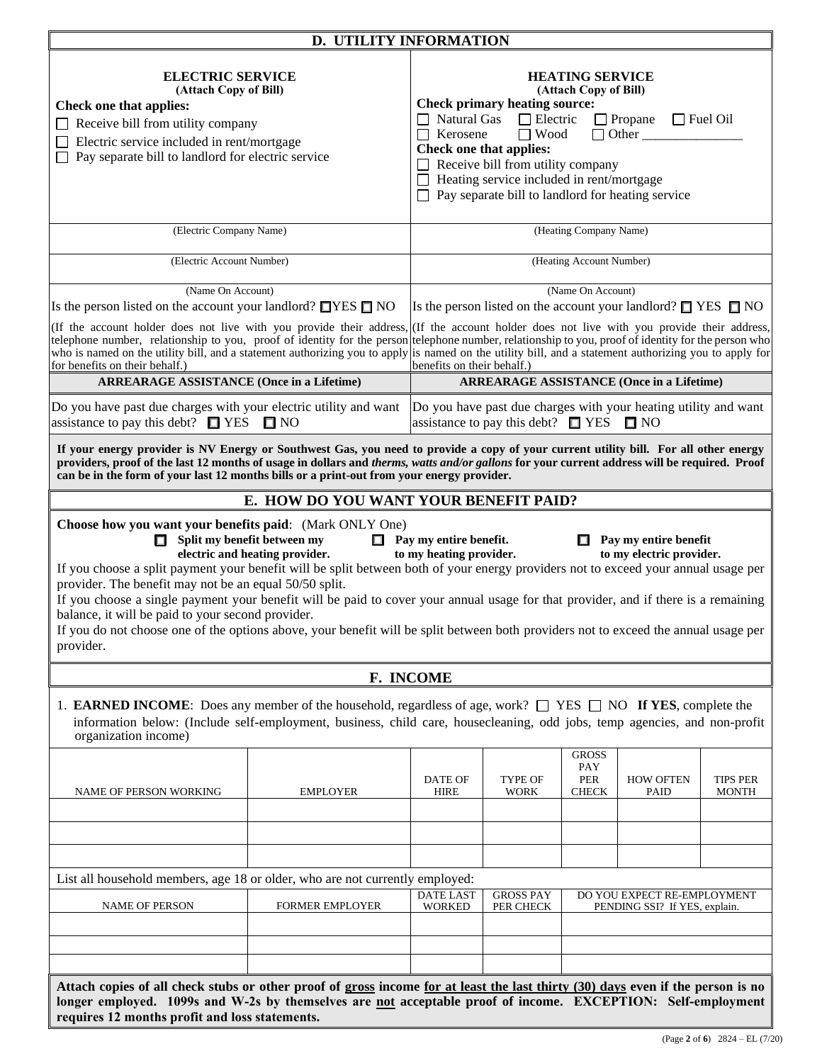## D. UTILITY INFORMATION

| **ELECTRIC SERVICE** (Attach Copy of Bill) | **HEATING SERVICE** (Attach Copy of Bill) |
|---|---|
| **Check one that applies:**<br>☐ Receive bill from utility company<br>☐ Electric service included in rent/mortgage<br>☐ Pay separate bill to landlord for electric service | **Check primary heating source:**<br>☐ Natural Gas ☐ Electric ☐ Propane ☐ Fuel Oil<br>☐ Kerosene ☐ Wood ☐ Other _______________<br>**Check one that applies:**<br>☐ Receive bill from utility company<br>☐ Heating service included in rent/mortgage<br>☐ Pay separate bill to landlord for heating service |
| (Electric Company Name) | (Heating Company Name) |
| (Electric Account Number) | (Heating Account Number) |
| (Name On Account)<br>Is the person listed on the account your landlord? ☐YES ☐ NO | (Name On Account)<br>Is the person listed on the account your landlord? ☐ YES ☐ NO |
| (If the account holder does not live with you provide their address, telephone number, relationship to you, proof of identity for the person who is named on the utility bill, and a statement authorizing you to apply for benefits on their behalf.) | (If the account holder does not live with you provide their address, telephone number, relationship to you, proof of identity for the person who is named on the utility bill, and a statement authorizing you to apply for benefits on their behalf.) |
| **ARREARAGE ASSISTANCE (Once in a Lifetime)** | **ARREARAGE ASSISTANCE (Once in a Lifetime)** |
| Do you have past due charges with your electric utility and want assistance to pay this debt? ☐ YES ☐ NO | Do you have past due charges with your heating utility and want assistance to pay this debt? ☐ YES ☐ NO |

**If your energy provider is NV Energy or Southwest Gas, you need to provide a copy of your current utility bill. For all other energy providers, proof of the last 12 months of usage in dollars and *therms, watts and/or gallons* for your current address will be required. Proof can be in the form of your last 12 months bills or a print-out from your energy provider.**

## E. HOW DO YOU WANT YOUR BENEFIT PAID?

**Choose how you want your benefits paid**: (Mark ONLY One)

☐ **Split my benefit between my electric and heating provider.** ☐ **Pay my entire benefit. to my heating provider.** ☐ **Pay my entire benefit to my electric provider.**

If you choose a split payment your benefit will be split between both of your energy providers not to exceed your annual usage per provider. The benefit may not be an equal 50/50 split.

If you choose a single payment your benefit will be paid to cover your annual usage for that provider, and if there is a remaining balance, it will be paid to your second provider.

If you do not choose one of the options above, your benefit will be split between both providers not to exceed the annual usage per provider.

## F. INCOME

1. **EARNED INCOME**: Does any member of the household, regardless of age, work? ☐ YES ☐ NO **If YES**, complete the information below: (Include self-employment, business, child care, housecleaning, odd jobs, temp agencies, and non-profit organization income)

| NAME OF PERSON WORKING | EMPLOYER | DATE OF HIRE | TYPE OF WORK | GROSS PAY PER CHECK | HOW OFTEN PAID | TIPS PER MONTH |
|---|---|---|---|---|---|---|
| | | | | | | |
| | | | | | | |
| | | | | | | |

List all household members, age 18 or older, who are not currently employed:

| NAME OF PERSON | FORMER EMPLOYER | DATE LAST WORKED | GROSS PAY PER CHECK | DO YOU EXPECT RE-EMPLOYMENT PENDING SSI? If YES, explain. |
|---|---|---|---|---|
| | | | | |
| | | | | |
| | | | | |

**Attach copies of all check stubs or other proof of gross income for at least the last thirty (30) days even if the person is no longer employed. 1099s and W-2s by themselves are not acceptable proof of income. EXCEPTION: Self-employment requires 12 months profit and loss statements.**

(Page **2** of **6**) 2824 – EL (7/20)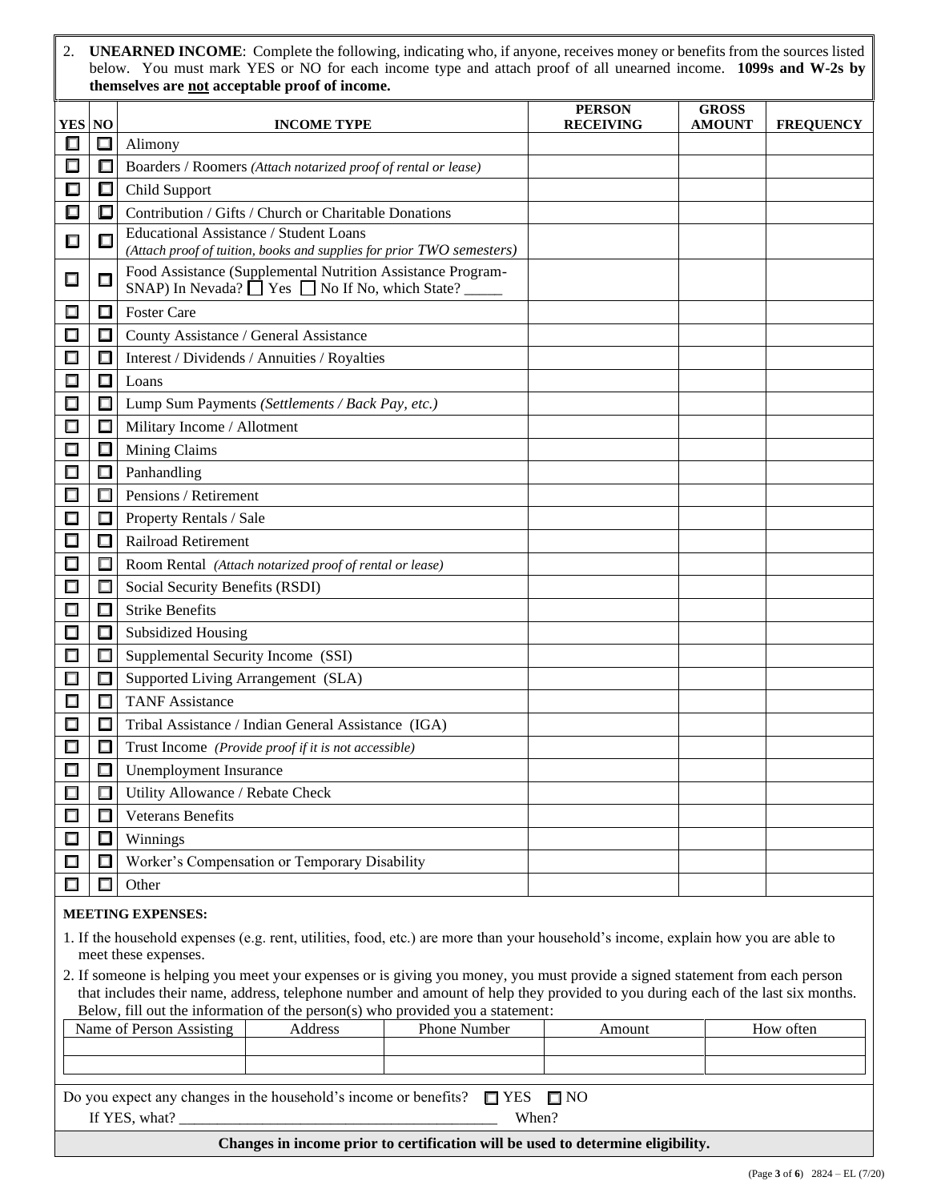2. **UNEARNED INCOME**: Complete the following, indicating who, if anyone, receives money or benefits from the sources listed below. You must mark YES or NO for each income type and attach proof of all unearned income. **1099s and W-2s by themselves are not acceptable proof of income.**

| YES | NO | INCOME TYPE | PERSON RECEIVING | GROSS AMOUNT | FREQUENCY |
|---|---|---|---|---|---|
| ☐ | ☐ | Alimony | | | |
| ☐ | ☐ | Boarders / Roomers *(Attach notarized proof of rental or lease)* | | | |
| ☐ | ☐ | Child Support | | | |
| ☐ | ☐ | Contribution / Gifts / Church or Charitable Donations | | | |
| ☐ | ☐ | Educational Assistance / Student Loans *(Attach proof of tuition, books and supplies for prior TWO semesters)* | | | |
| ☐ | ☐ | Food Assistance (Supplemental Nutrition Assistance Program-SNAP) In Nevada? ☐ Yes ☐ No If No, which State? _____ | | | |
| ☐ | ☐ | Foster Care | | | |
| ☐ | ☐ | County Assistance / General Assistance | | | |
| ☐ | ☐ | Interest / Dividends / Annuities / Royalties | | | |
| ☐ | ☐ | Loans | | | |
| ☐ | ☐ | Lump Sum Payments *(Settlements / Back Pay, etc.)* | | | |
| ☐ | ☐ | Military Income / Allotment | | | |
| ☐ | ☐ | Mining Claims | | | |
| ☐ | ☐ | Panhandling | | | |
| ☐ | ☐ | Pensions / Retirement | | | |
| ☐ | ☐ | Property Rentals / Sale | | | |
| ☐ | ☐ | Railroad Retirement | | | |
| ☐ | ☐ | Room Rental *(Attach notarized proof of rental or lease)* | | | |
| ☐ | ☐ | Social Security Benefits (RSDI) | | | |
| ☐ | ☐ | Strike Benefits | | | |
| ☐ | ☐ | Subsidized Housing | | | |
| ☐ | ☐ | Supplemental Security Income (SSI) | | | |
| ☐ | ☐ | Supported Living Arrangement (SLA) | | | |
| ☐ | ☐ | TANF Assistance | | | |
| ☐ | ☐ | Tribal Assistance / Indian General Assistance (IGA) | | | |
| ☐ | ☐ | Trust Income *(Provide proof if it is not accessible)* | | | |
| ☐ | ☐ | Unemployment Insurance | | | |
| ☐ | ☐ | Utility Allowance / Rebate Check | | | |
| ☐ | ☐ | Veterans Benefits | | | |
| ☐ | ☐ | Winnings | | | |
| ☐ | ☐ | Worker's Compensation or Temporary Disability | | | |
| ☐ | ☐ | Other | | | |

**MEETING EXPENSES:**

1. If the household expenses (e.g. rent, utilities, food, etc.) are more than your household's income, explain how you are able to meet these expenses.
2. If someone is helping you meet your expenses or is giving you money, you must provide a signed statement from each person that includes their name, address, telephone number and amount of help they provided to you during each of the last six months. Below, fill out the information of the person(s) who provided you a statement:

| Name of Person Assisting | Address | Phone Number | Amount | How often |
|---|---|---|---|---|
| | | | | |
| | | | | |

Do you expect any changes in the household's income or benefits? ☐ YES ☐ NO

If YES, what? ___________________________________________ When?

**Changes in income prior to certification will be used to determine eligibility.**

(Page **3** of **6**) 2824 – EL (7/20)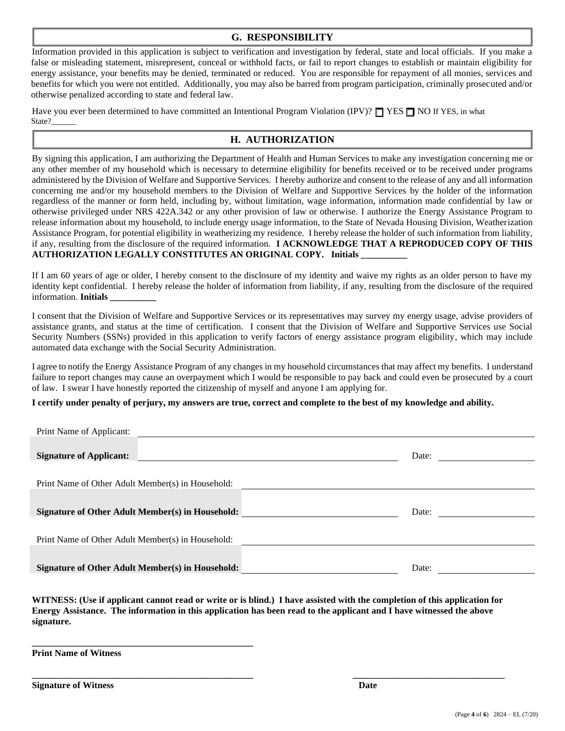## G. RESPONSIBILITY

Information provided in this application is subject to verification and investigation by federal, state and local officials. If you make a false or misleading statement, misrepresent, conceal or withhold facts, or fail to report changes to establish or maintain eligibility for energy assistance, your benefits may be denied, terminated or reduced. You are responsible for repayment of all monies, services and benefits for which you were not entitled. Additionally, you may also be barred from program participation, criminally prosecuted and/or otherwise penalized according to state and federal law.

Have you ever been determined to have committed an Intentional Program Violation (IPV)? ☐ YES ☐ NO If YES, in what State?______

## H. AUTHORIZATION

By signing this application, I am authorizing the Department of Health and Human Services to make any investigation concerning me or any other member of my household which is necessary to determine eligibility for benefits received or to be received under programs administered by the Division of Welfare and Supportive Services. I hereby authorize and consent to the release of any and all information concerning me and/or my household members to the Division of Welfare and Supportive Services by the holder of the information regardless of the manner or form held, including by, without limitation, wage information, information made confidential by law or otherwise privileged under NRS 422A.342 or any other provision of law or otherwise. I authorize the Energy Assistance Program to release information about my household, to include energy usage information, to the State of Nevada Housing Division, Weatherization Assistance Program, for potential eligibility in weatherizing my residence. I hereby release the holder of such information from liability, if any, resulting from the disclosure of the required information. **I ACKNOWLEDGE THAT A REPRODUCED COPY OF THIS AUTHORIZATION LEGALLY CONSTITUTES AN ORIGINAL COPY. Initials __________**

If I am 60 years of age or older, I hereby consent to the disclosure of my identity and waive my rights as an older person to have my identity kept confidential. I hereby release the holder of information from liability, if any, resulting from the disclosure of the required information. **Initials __________**

I consent that the Division of Welfare and Supportive Services or its representatives may survey my energy usage, advise providers of assistance grants, and status at the time of certification. I consent that the Division of Welfare and Supportive Services use Social Security Numbers (SSNs) provided in this application to verify factors of energy assistance program eligibility, which may include automated data exchange with the Social Security Administration.

I agree to notify the Energy Assistance Program of any changes in my household circumstances that may affect my benefits. I understand failure to report changes may cause an overpayment which I would be responsible to pay back and could even be prosecuted by a court of law. I swear I have honestly reported the citizenship of myself and anyone I am applying for.

**I certify under penalty of perjury, my answers are true, correct and complete to the best of my knowledge and ability.**

Print Name of Applicant: ______________________________

**Signature of Applicant:** ______________________________ Date: ______________

Print Name of Other Adult Member(s) in Household: ______________________________

**Signature of Other Adult Member(s) in Household:** ______________________________ Date: ______________

Print Name of Other Adult Member(s) in Household: ______________________________

**Signature of Other Adult Member(s) in Household:** ______________________________ Date: ______________

**WITNESS: (Use if applicant cannot read or write or is blind.) I have assisted with the completion of this application for Energy Assistance. The information in this application has been read to the applicant and I have witnessed the above signature.**

______________________________

**Print Name of Witness**

______________________________ ______________________________

**Signature of Witness** **Date**

2824 – EL (7/20)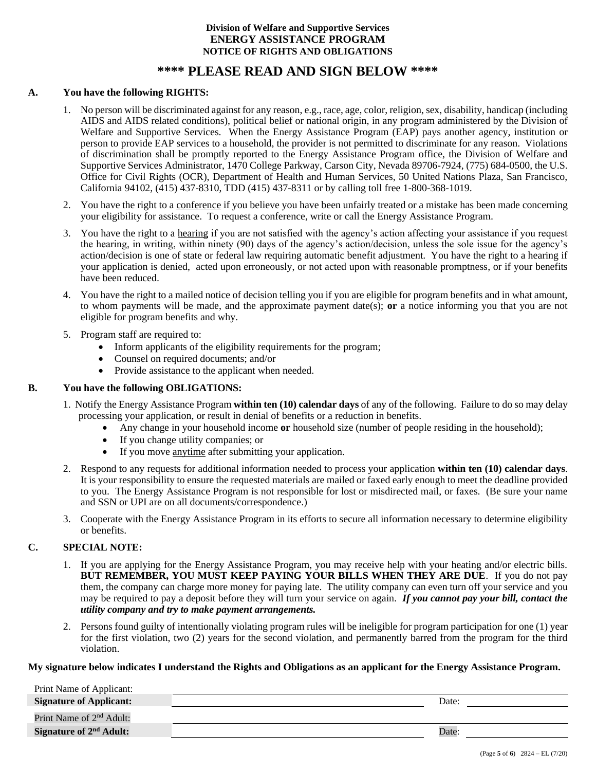**Division of Welfare and Supportive Services**
**ENERGY ASSISTANCE PROGRAM**
**NOTICE OF RIGHTS AND OBLIGATIONS**

# **** PLEASE READ AND SIGN BELOW ****

## A. You have the following RIGHTS:

1. No person will be discriminated against for any reason, e.g., race, age, color, religion, sex, disability, handicap (including AIDS and AIDS related conditions), political belief or national origin, in any program administered by the Division of Welfare and Supportive Services. When the Energy Assistance Program (EAP) pays another agency, institution or person to provide EAP services to a household, the provider is not permitted to discriminate for any reason. Violations of discrimination shall be promptly reported to the Energy Assistance Program office, the Division of Welfare and Supportive Services Administrator, 1470 College Parkway, Carson City, Nevada 89706-7924, (775) 684-0500, the U.S. Office for Civil Rights (OCR), Department of Health and Human Services, 50 United Nations Plaza, San Francisco, California 94102, (415) 437-8310, TDD (415) 437-8311 or by calling toll free 1-800-368-1019.

2. You have the right to a <u>conference</u> if you believe you have been unfairly treated or a mistake has been made concerning your eligibility for assistance. To request a conference, write or call the Energy Assistance Program.

3. You have the right to a <u>hearing</u> if you are not satisfied with the agency's action affecting your assistance if you request the hearing, in writing, within ninety (90) days of the agency's action/decision, unless the sole issue for the agency's action/decision is one of state or federal law requiring automatic benefit adjustment. You have the right to a hearing if your application is denied, acted upon erroneously, or not acted upon with reasonable promptness, or if your benefits have been reduced.

4. You have the right to a mailed notice of decision telling you if you are eligible for program benefits and in what amount, to whom payments will be made, and the approximate payment date(s); **or** a notice informing you that you are not eligible for program benefits and why.

5. Program staff are required to:
   - Inform applicants of the eligibility requirements for the program;
   - Counsel on required documents; and/or
   - Provide assistance to the applicant when needed.

## B. You have the following OBLIGATIONS:

1. Notify the Energy Assistance Program **within ten (10) calendar days** of any of the following. Failure to do so may delay processing your application, or result in denial of benefits or a reduction in benefits.
   - Any change in your household income **or** household size (number of people residing in the household);
   - If you change utility companies; or
   - If you move <u>anytime</u> after submitting your application.

2. Respond to any requests for additional information needed to process your application **within ten (10) calendar days**. It is your responsibility to ensure the requested materials are mailed or faxed early enough to meet the deadline provided to you. The Energy Assistance Program is not responsible for lost or misdirected mail, or faxes. (Be sure your name and SSN or UPI are on all documents/correspondence.)

3. Cooperate with the Energy Assistance Program in its efforts to secure all information necessary to determine eligibility or benefits.

## C. SPECIAL NOTE:

1. If you are applying for the Energy Assistance Program, you may receive help with your heating and/or electric bills. **BUT REMEMBER, YOU MUST KEEP PAYING YOUR BILLS WHEN THEY ARE DUE**. If you do not pay them, the company can charge more money for paying late. The utility company can even turn off your service and you may be required to pay a deposit before they will turn your service on again. ***If you cannot pay your bill, contact the utility company and try to make payment arrangements.***

2. Persons found guilty of intentionally violating program rules will be ineligible for program participation for one (1) year for the first violation, two (2) years for the second violation, and permanently barred from the program for the third violation.

**My signature below indicates I understand the Rights and Obligations as an applicant for the Energy Assistance Program.**

| | | | |
|---|---|---|---|
| Print Name of Applicant: | | | |
| **Signature of Applicant:** | | Date: | |
| Print Name of 2nd Adult: | | | |
| **Signature of 2nd Adult:** | | Date: | |

2824 – EL (7/20)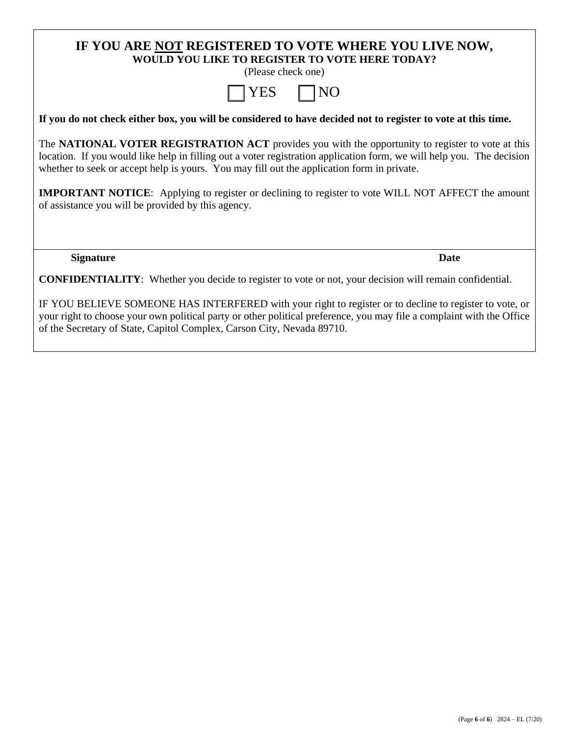# IF YOU ARE NOT REGISTERED TO VOTE WHERE YOU LIVE NOW,

**WOULD YOU LIKE TO REGISTER TO VOTE HERE TODAY?**

(Please check one)

☐ YES ☐ NO

**If you do not check either box, you will be considered to have decided not to register to vote at this time.**

The **NATIONAL VOTER REGISTRATION ACT** provides you with the opportunity to register to vote at this location. If you would like help in filling out a voter registration application form, we will help you. The decision whether to seek or accept help is yours. You may fill out the application form in private.

**IMPORTANT NOTICE**: Applying to register or declining to register to vote WILL NOT AFFECT the amount of assistance you will be provided by this agency.

**Signature** **Date**

**CONFIDENTIALITY**: Whether you decide to register to vote or not, your decision will remain confidential.

IF YOU BELIEVE SOMEONE HAS INTERFERED with your right to register or to decline to register to vote, or your right to choose your own political party or other political preference, you may file a complaint with the Office of the Secretary of State, Capitol Complex, Carson City, Nevada 89710.

2824 – EL (7/20)